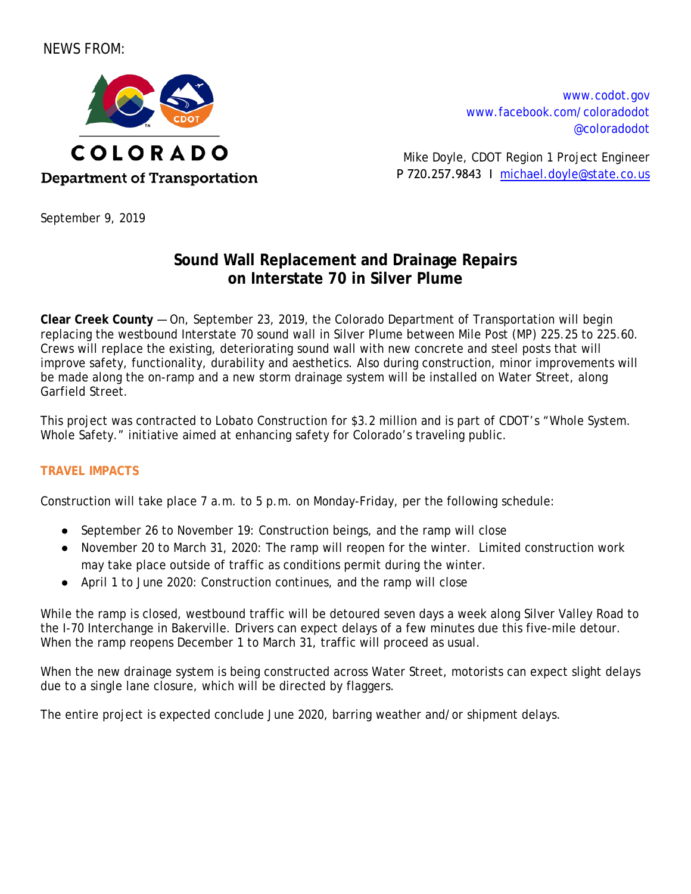NEWS FROM:

COLORADO
Department of Transportation

www.codot.gov
www.facebook.com/coloradodot
@coloradodot

Mike Doyle, CDOT Region 1 Project Engineer
P 720.257.9843 I michael.doyle@state.co.us

September 9, 2019

# Sound Wall Replacement and Drainage Repairs on Interstate 70 in Silver Plume

**Clear Creek County** — On, September 23, 2019, the Colorado Department of Transportation will begin replacing the westbound Interstate 70 sound wall in Silver Plume between Mile Post (MP) 225.25 to 225.60. Crews will replace the existing, deteriorating sound wall with new concrete and steel posts that will improve safety, functionality, durability and aesthetics. Also during construction, minor improvements will be made along the on-ramp and a new storm drainage system will be installed on Water Street, along Garfield Street.

This project was contracted to Lobato Construction for $3.2 million and is part of CDOT's "Whole System. Whole Safety." initiative aimed at enhancing safety for Colorado's traveling public.

## TRAVEL IMPACTS

Construction will take place 7 a.m. to 5 p.m. on Monday-Friday, per the following schedule:

- September 26 to November 19: Construction beings, and the ramp will close
- November 20 to March 31, 2020: The ramp will reopen for the winter. Limited construction work may take place outside of traffic as conditions permit during the winter.
- April 1 to June 2020: Construction continues, and the ramp will close

While the ramp is closed, westbound traffic will be detoured seven days a week along Silver Valley Road to the I-70 Interchange in Bakerville. Drivers can expect delays of a few minutes due this five-mile detour. When the ramp reopens December 1 to March 31, traffic will proceed as usual.

When the new drainage system is being constructed across Water Street, motorists can expect slight delays due to a single lane closure, which will be directed by flaggers.

The entire project is expected conclude June 2020, barring weather and/or shipment delays.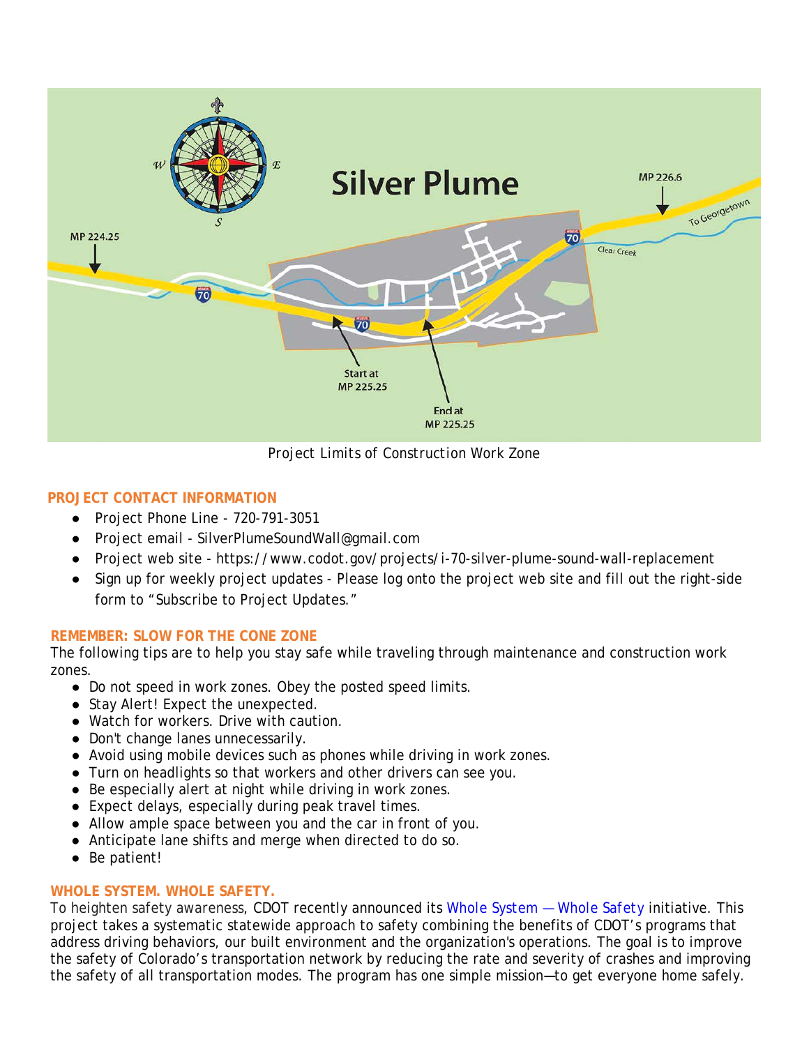Project Limits of Construction Work Zone

**PROJECT CONTACT INFORMATION**

- Project Phone Line - 720-791-3051
- Project email - SilverPlumeSoundWall@gmail.com
- Project web site - https://www.codot.gov/projects/i-70-silver-plume-sound-wall-replacement
- Sign up for weekly project updates - Please log onto the project web site and fill out the right-side form to "Subscribe to Project Updates."

**REMEMBER: SLOW FOR THE CONE ZONE**

The following tips are to help you stay safe while traveling through maintenance and construction work zones.

- Do not speed in work zones. Obey the posted speed limits.
- Stay Alert! Expect the unexpected.
- Watch for workers. Drive with caution.
- Don't change lanes unnecessarily.
- Avoid using mobile devices such as phones while driving in work zones.
- Turn on headlights so that workers and other drivers can see you.
- Be especially alert at night while driving in work zones.
- Expect delays, especially during peak travel times.
- Allow ample space between you and the car in front of you.
- Anticipate lane shifts and merge when directed to do so.
- Be patient!

**WHOLE SYSTEM. WHOLE SAFETY.**

To heighten safety awareness, CDOT recently announced its Whole System — Whole Safety initiative. This project takes a systematic statewide approach to safety combining the benefits of CDOT's programs that address driving behaviors, our built environment and the organization's operations. The goal is to improve the safety of Colorado's transportation network by reducing the rate and severity of crashes and improving the safety of all transportation modes. The program has one simple mission—to get everyone home safely.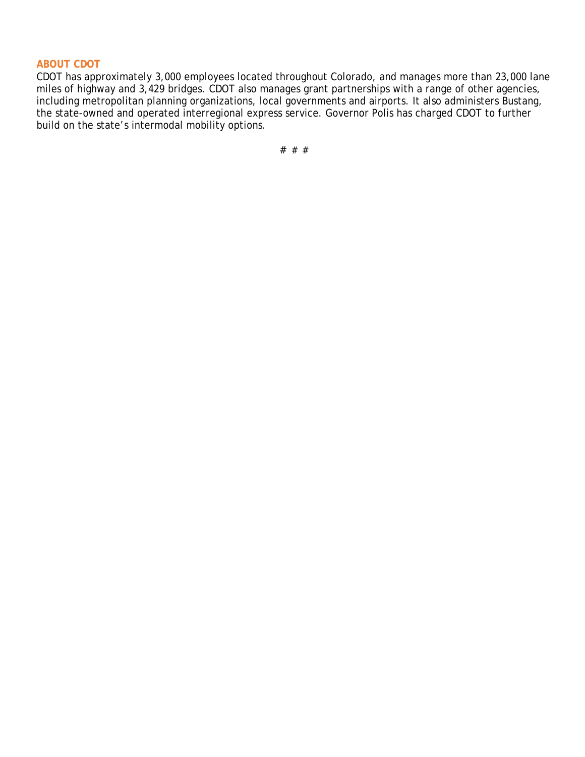**ABOUT CDOT**

CDOT has approximately 3,000 employees located throughout Colorado, and manages more than 23,000 lane miles of highway and 3,429 bridges. CDOT also manages grant partnerships with a range of other agencies, including metropolitan planning organizations, local governments and airports. It also administers Bustang, the state-owned and operated interregional express service. Governor Polis has charged CDOT to further build on the state's intermodal mobility options.

# # #